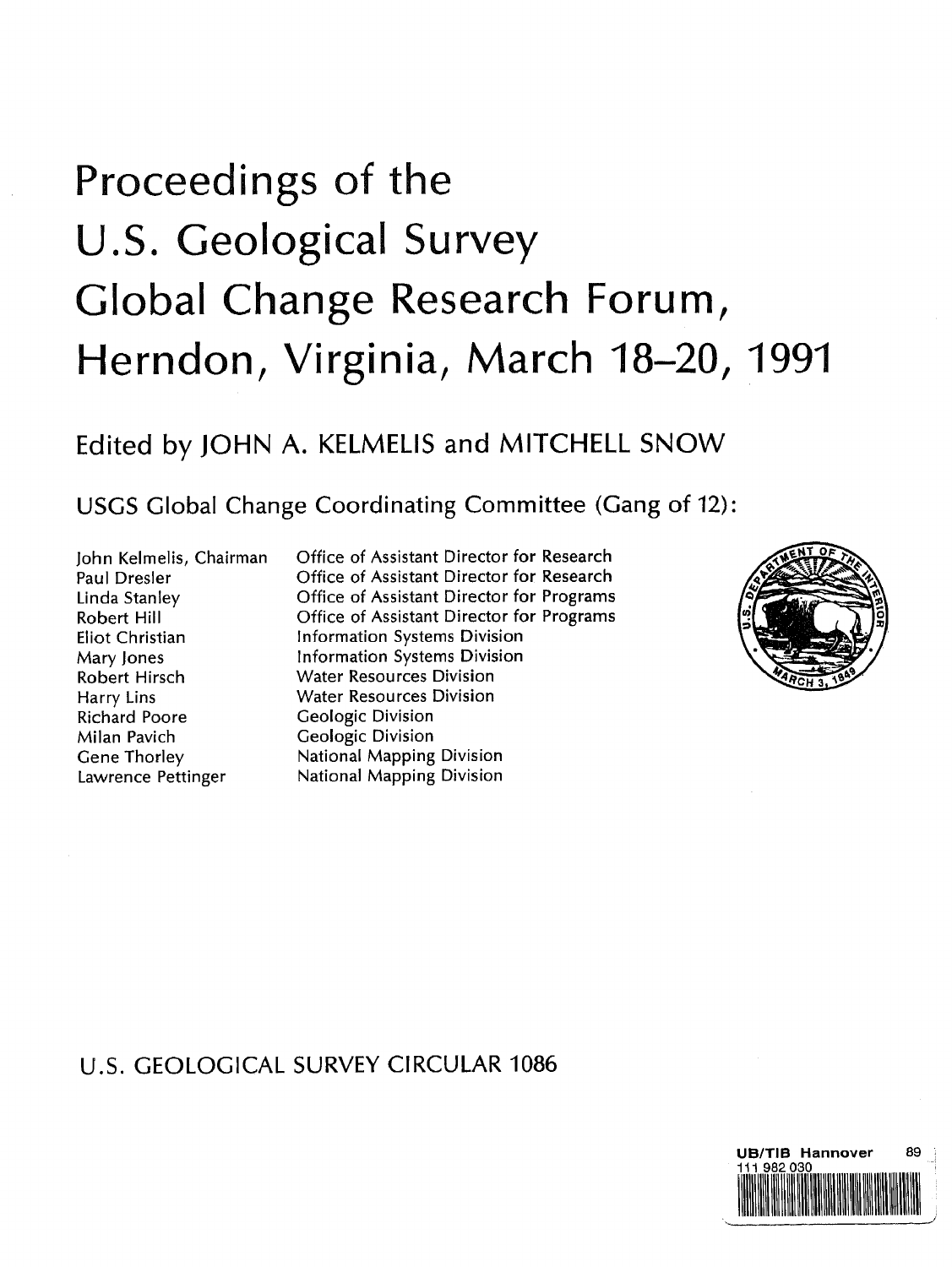# Proceedings of the U.S. Geological Survey Global Change Research Forum, Herndon, Virginia, March 18–20, 1991

Edited by JOHN A. KELMELIS and MITCHELL SNOW

USGS Global Change Coordinating Committee (Gang of 12):

| | |
|---|---|
| John Kelmelis, Chairman | Office of Assistant Director for Research |
| Paul Dresler | Office of Assistant Director for Research |
| Linda Stanley | Office of Assistant Director for Programs |
| Robert Hill | Office of Assistant Director for Programs |
| Eliot Christian | Information Systems Division |
| Mary Jones | Information Systems Division |
| Robert Hirsch | Water Resources Division |
| Harry Lins | Water Resources Division |
| Richard Poore | Geologic Division |
| Milan Pavich | Geologic Division |
| Gene Thorley | National Mapping Division |
| Lawrence Pettinger | National Mapping Division |

U.S. GEOLOGICAL SURVEY CIRCULAR 1086

UB/TIB Hannover 89
111 982 030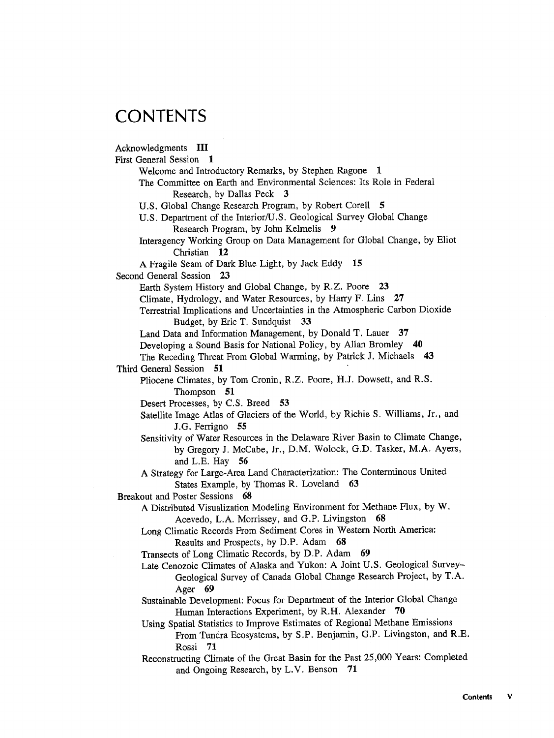# CONTENTS

Acknowledgments **III**

First General Session **1**

- Welcome and Introductory Remarks, by Stephen Ragone **1**
- The Committee on Earth and Environmental Sciences: Its Role in Federal Research, by Dallas Peck **3**
- U.S. Global Change Research Program, by Robert Corell **5**
- U.S. Department of the Interior/U.S. Geological Survey Global Change Research Program, by John Kelmelis **9**
- Interagency Working Group on Data Management for Global Change, by Eliot Christian **12**
- A Fragile Seam of Dark Blue Light, by Jack Eddy **15**

Second General Session **23**

- Earth System History and Global Change, by R.Z. Poore **23**
- Climate, Hydrology, and Water Resources, by Harry F. Lins **27**
- Terrestrial Implications and Uncertainties in the Atmospheric Carbon Dioxide Budget, by Eric T. Sundquist **33**
- Land Data and Information Management, by Donald T. Lauer **37**
- Developing a Sound Basis for National Policy, by Allan Bromley **40**
- The Receding Threat From Global Warming, by Patrick J. Michaels **43**

Third General Session **51**

- Pliocene Climates, by Tom Cronin, R.Z. Poore, H.J. Dowsett, and R.S. Thompson **51**
- Desert Processes, by C.S. Breed **53**
- Satellite Image Atlas of Glaciers of the World, by Richie S. Williams, Jr., and J.G. Ferrigno **55**
- Sensitivity of Water Resources in the Delaware River Basin to Climate Change, by Gregory J. McCabe, Jr., D.M. Wolock, G.D. Tasker, M.A. Ayers, and L.E. Hay **56**
- A Strategy for Large-Area Land Characterization: The Conterminous United States Example, by Thomas R. Loveland **63**

Breakout and Poster Sessions **68**

- A Distributed Visualization Modeling Environment for Methane Flux, by W. Acevedo, L.A. Morrissey, and G.P. Livingston **68**
- Long Climatic Records From Sediment Cores in Western North America: Results and Prospects, by D.P. Adam **68**
- Transects of Long Climatic Records, by D.P. Adam **69**
- Late Cenozoic Climates of Alaska and Yukon: A Joint U.S. Geological Survey–Geological Survey of Canada Global Change Research Project, by T.A. Ager **69**
- Sustainable Development: Focus for Department of the Interior Global Change Human Interactions Experiment, by R.H. Alexander **70**
- Using Spatial Statistics to Improve Estimates of Regional Methane Emissions From Tundra Ecosystems, by S.P. Benjamin, G.P. Livingston, and R.E. Rossi **71**
- Reconstructing Climate of the Great Basin for the Past 25,000 Years: Completed and Ongoing Research, by L.V. Benson **71**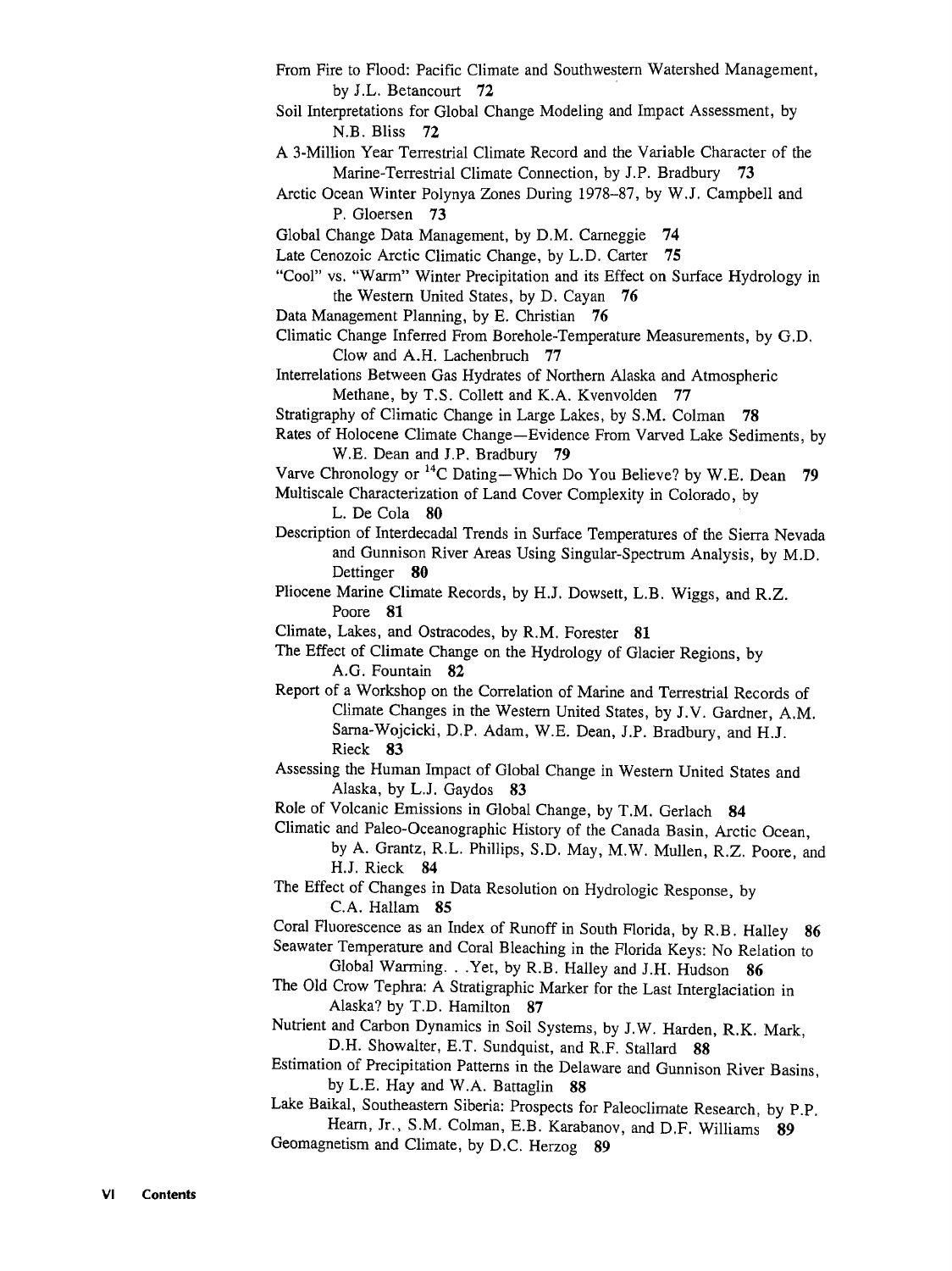From Fire to Flood: Pacific Climate and Southwestern Watershed Management, by J.L. Betancourt **72**

Soil Interpretations for Global Change Modeling and Impact Assessment, by N.B. Bliss **72**

A 3-Million Year Terrestrial Climate Record and the Variable Character of the Marine-Terrestrial Climate Connection, by J.P. Bradbury **73**

Arctic Ocean Winter Polynya Zones During 1978–87, by W.J. Campbell and P. Gloersen **73**

Global Change Data Management, by D.M. Carneggie **74**

Late Cenozoic Arctic Climatic Change, by L.D. Carter **75**

"Cool" vs. "Warm" Winter Precipitation and its Effect on Surface Hydrology in the Western United States, by D. Cayan **76**

Data Management Planning, by E. Christian **76**

Climatic Change Inferred From Borehole-Temperature Measurements, by G.D. Clow and A.H. Lachenbruch **77**

Interrelations Between Gas Hydrates of Northern Alaska and Atmospheric Methane, by T.S. Collett and K.A. Kvenvolden **77**

Stratigraphy of Climatic Change in Large Lakes, by S.M. Colman **78**

Rates of Holocene Climate Change—Evidence From Varved Lake Sediments, by W.E. Dean and J.P. Bradbury **79**

Varve Chronology or $^{14}C$ Dating—Which Do You Believe? by W.E. Dean **79**

Multiscale Characterization of Land Cover Complexity in Colorado, by L. De Cola **80**

Description of Interdecadal Trends in Surface Temperatures of the Sierra Nevada and Gunnison River Areas Using Singular-Spectrum Analysis, by M.D. Dettinger **80**

Pliocene Marine Climate Records, by H.J. Dowsett, L.B. Wiggs, and R.Z. Poore **81**

Climate, Lakes, and Ostracodes, by R.M. Forester **81**

The Effect of Climate Change on the Hydrology of Glacier Regions, by A.G. Fountain **82**

Report of a Workshop on the Correlation of Marine and Terrestrial Records of Climate Changes in the Western United States, by J.V. Gardner, A.M. Sarna-Wojcicki, D.P. Adam, W.E. Dean, J.P. Bradbury, and H.J. Rieck **83**

Assessing the Human Impact of Global Change in Western United States and Alaska, by L.J. Gaydos **83**

Role of Volcanic Emissions in Global Change, by T.M. Gerlach **84**

Climatic and Paleo-Oceanographic History of the Canada Basin, Arctic Ocean, by A. Grantz, R.L. Phillips, S.D. May, M.W. Mullen, R.Z. Poore, and H.J. Rieck **84**

The Effect of Changes in Data Resolution on Hydrologic Response, by C.A. Hallam **85**

Coral Fluorescence as an Index of Runoff in South Florida, by R.B. Halley **86**

Seawater Temperature and Coral Bleaching in the Florida Keys: No Relation to Global Warming. . .Yet, by R.B. Halley and J.H. Hudson **86**

The Old Crow Tephra: A Stratigraphic Marker for the Last Interglaciation in Alaska? by T.D. Hamilton **87**

Nutrient and Carbon Dynamics in Soil Systems, by J.W. Harden, R.K. Mark, D.H. Showalter, E.T. Sundquist, and R.F. Stallard **88**

Estimation of Precipitation Patterns in the Delaware and Gunnison River Basins, by L.E. Hay and W.A. Battaglin **88**

Lake Baikal, Southeastern Siberia: Prospects for Paleoclimate Research, by P.P. Hearn, Jr., S.M. Colman, E.B. Karabanov, and D.F. Williams **89**

Geomagnetism and Climate, by D.C. Herzog **89**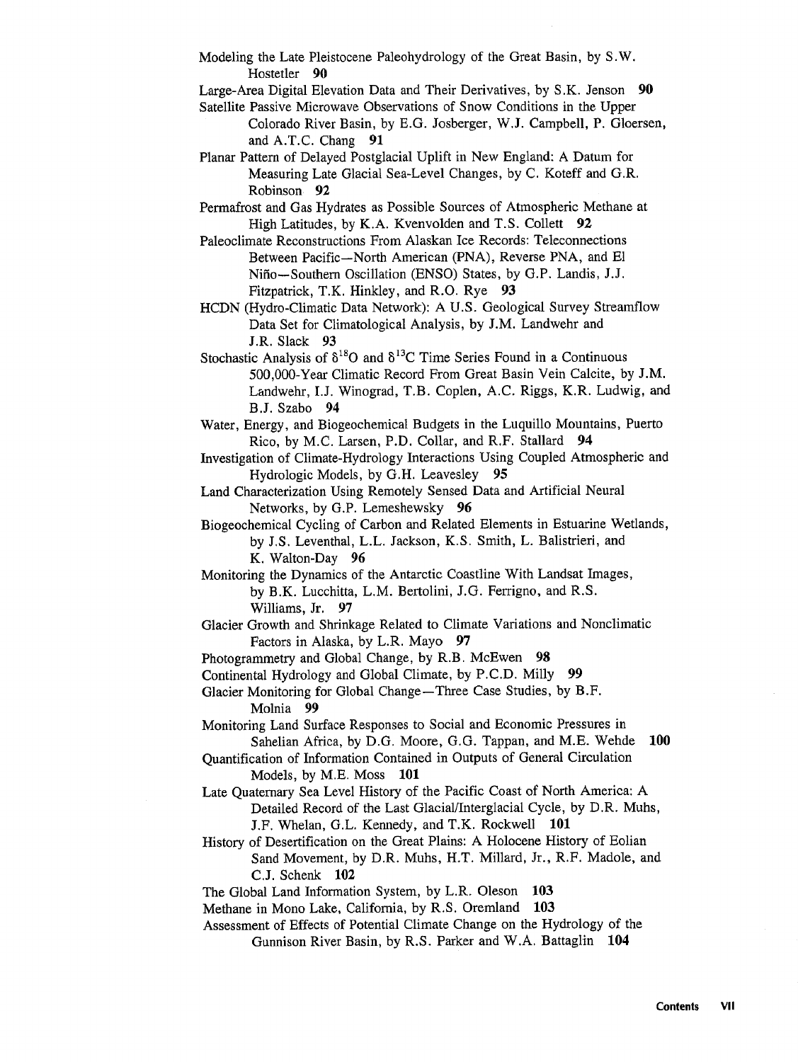Modeling the Late Pleistocene Paleohydrology of the Great Basin, by S.W. Hostetler **90**

Large-Area Digital Elevation Data and Their Derivatives, by S.K. Jenson **90**

Satellite Passive Microwave Observations of Snow Conditions in the Upper Colorado River Basin, by E.G. Josberger, W.J. Campbell, P. Gloersen, and A.T.C. Chang **91**

Planar Pattern of Delayed Postglacial Uplift in New England: A Datum for Measuring Late Glacial Sea-Level Changes, by C. Koteff and G.R. Robinson **92**

Permafrost and Gas Hydrates as Possible Sources of Atmospheric Methane at High Latitudes, by K.A. Kvenvolden and T.S. Collett **92**

Paleoclimate Reconstructions From Alaskan Ice Records: Teleconnections Between Pacific—North American (PNA), Reverse PNA, and El Niño—Southern Oscillation (ENSO) States, by G.P. Landis, J.J. Fitzpatrick, T.K. Hinkley, and R.O. Rye **93**

HCDN (Hydro-Climatic Data Network): A U.S. Geological Survey Streamflow Data Set for Climatological Analysis, by J.M. Landwehr and J.R. Slack **93**

Stochastic Analysis of $\delta^{18}O$ and $\delta^{13}C$ Time Series Found in a Continuous 500,000-Year Climatic Record From Great Basin Vein Calcite, by J.M. Landwehr, I.J. Winograd, T.B. Coplen, A.C. Riggs, K.R. Ludwig, and B.J. Szabo **94**

Water, Energy, and Biogeochemical Budgets in the Luquillo Mountains, Puerto Rico, by M.C. Larsen, P.D. Collar, and R.F. Stallard **94**

Investigation of Climate-Hydrology Interactions Using Coupled Atmospheric and Hydrologic Models, by G.H. Leavesley **95**

Land Characterization Using Remotely Sensed Data and Artificial Neural Networks, by G.P. Lemeshewsky **96**

Biogeochemical Cycling of Carbon and Related Elements in Estuarine Wetlands, by J.S. Leventhal, L.L. Jackson, K.S. Smith, L. Balistrieri, and K. Walton-Day **96**

Monitoring the Dynamics of the Antarctic Coastline With Landsat Images, by B.K. Lucchitta, L.M. Bertolini, J.G. Ferrigno, and R.S. Williams, Jr. **97**

Glacier Growth and Shrinkage Related to Climate Variations and Nonclimatic Factors in Alaska, by L.R. Mayo **97**

Photogrammetry and Global Change, by R.B. McEwen **98**

Continental Hydrology and Global Climate, by P.C.D. Milly **99**

Glacier Monitoring for Global Change—Three Case Studies, by B.F. Molnia **99**

Monitoring Land Surface Responses to Social and Economic Pressures in Sahelian Africa, by D.G. Moore, G.G. Tappan, and M.E. Wehde **100**

Quantification of Information Contained in Outputs of General Circulation Models, by M.E. Moss **101**

Late Quaternary Sea Level History of the Pacific Coast of North America: A Detailed Record of the Last Glacial/Interglacial Cycle, by D.R. Muhs, J.F. Whelan, G.L. Kennedy, and T.K. Rockwell **101**

History of Desertification on the Great Plains: A Holocene History of Eolian Sand Movement, by D.R. Muhs, H.T. Millard, Jr., R.F. Madole, and C.J. Schenk **102**

The Global Land Information System, by L.R. Oleson **103**

Methane in Mono Lake, California, by R.S. Oremland **103**

Assessment of Effects of Potential Climate Change on the Hydrology of the Gunnison River Basin, by R.S. Parker and W.A. Battaglin **104**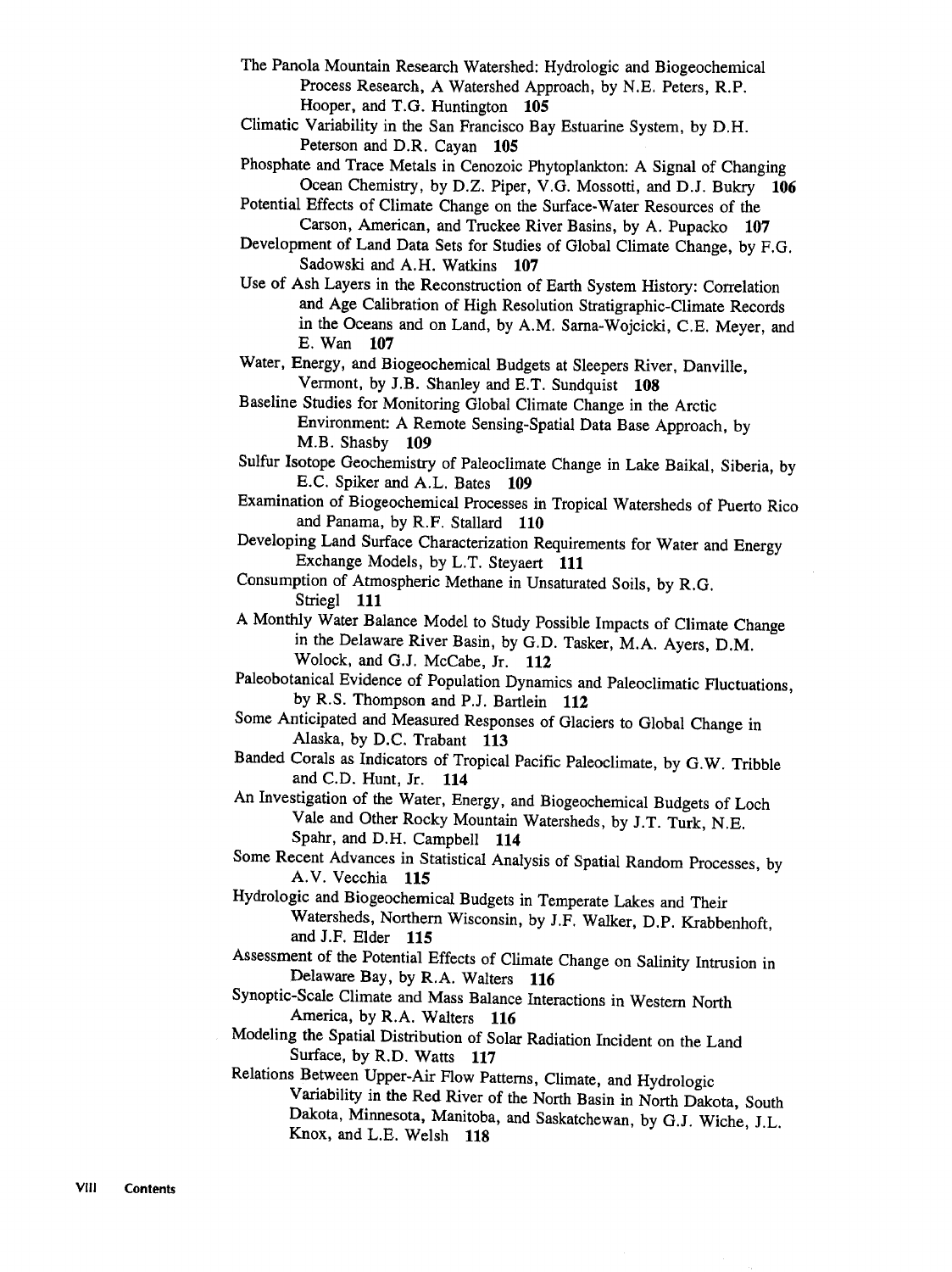The Panola Mountain Research Watershed: Hydrologic and Biogeochemical Process Research, A Watershed Approach, by N.E. Peters, R.P. Hooper, and T.G. Huntington **105**

Climatic Variability in the San Francisco Bay Estuarine System, by D.H. Peterson and D.R. Cayan **105**

Phosphate and Trace Metals in Cenozoic Phytoplankton: A Signal of Changing Ocean Chemistry, by D.Z. Piper, V.G. Mossotti, and D.J. Bukry **106**

Potential Effects of Climate Change on the Surface-Water Resources of the Carson, American, and Truckee River Basins, by A. Pupacko **107**

Development of Land Data Sets for Studies of Global Climate Change, by F.G. Sadowski and A.H. Watkins **107**

Use of Ash Layers in the Reconstruction of Earth System History: Correlation and Age Calibration of High Resolution Stratigraphic-Climate Records in the Oceans and on Land, by A.M. Sarna-Wojcicki, C.E. Meyer, and E. Wan **107**

Water, Energy, and Biogeochemical Budgets at Sleepers River, Danville, Vermont, by J.B. Shanley and E.T. Sundquist **108**

Baseline Studies for Monitoring Global Climate Change in the Arctic Environment: A Remote Sensing-Spatial Data Base Approach, by M.B. Shasby **109**

Sulfur Isotope Geochemistry of Paleoclimate Change in Lake Baikal, Siberia, by E.C. Spiker and A.L. Bates **109**

Examination of Biogeochemical Processes in Tropical Watersheds of Puerto Rico and Panama, by R.F. Stallard **110**

Developing Land Surface Characterization Requirements for Water and Energy Exchange Models, by L.T. Steyaert **111**

Consumption of Atmospheric Methane in Unsaturated Soils, by R.G. Striegl **111**

A Monthly Water Balance Model to Study Possible Impacts of Climate Change in the Delaware River Basin, by G.D. Tasker, M.A. Ayers, D.M. Wolock, and G.J. McCabe, Jr. **112**

Paleobotanical Evidence of Population Dynamics and Paleoclimatic Fluctuations, by R.S. Thompson and P.J. Bartlein **112**

Some Anticipated and Measured Responses of Glaciers to Global Change in Alaska, by D.C. Trabant **113**

Banded Corals as Indicators of Tropical Pacific Paleoclimate, by G.W. Tribble and C.D. Hunt, Jr. **114**

An Investigation of the Water, Energy, and Biogeochemical Budgets of Loch Vale and Other Rocky Mountain Watersheds, by J.T. Turk, N.E. Spahr, and D.H. Campbell **114**

Some Recent Advances in Statistical Analysis of Spatial Random Processes, by A.V. Vecchia **115**

Hydrologic and Biogeochemical Budgets in Temperate Lakes and Their Watersheds, Northern Wisconsin, by J.F. Walker, D.P. Krabbenhoft, and J.F. Elder **115**

Assessment of the Potential Effects of Climate Change on Salinity Intrusion in Delaware Bay, by R.A. Walters **116**

Synoptic-Scale Climate and Mass Balance Interactions in Western North America, by R.A. Walters **116**

Modeling the Spatial Distribution of Solar Radiation Incident on the Land Surface, by R.D. Watts **117**

Relations Between Upper-Air Flow Patterns, Climate, and Hydrologic Variability in the Red River of the North Basin in North Dakota, South Dakota, Minnesota, Manitoba, and Saskatchewan, by G.J. Wiche, J.L. Knox, and L.E. Welsh **118**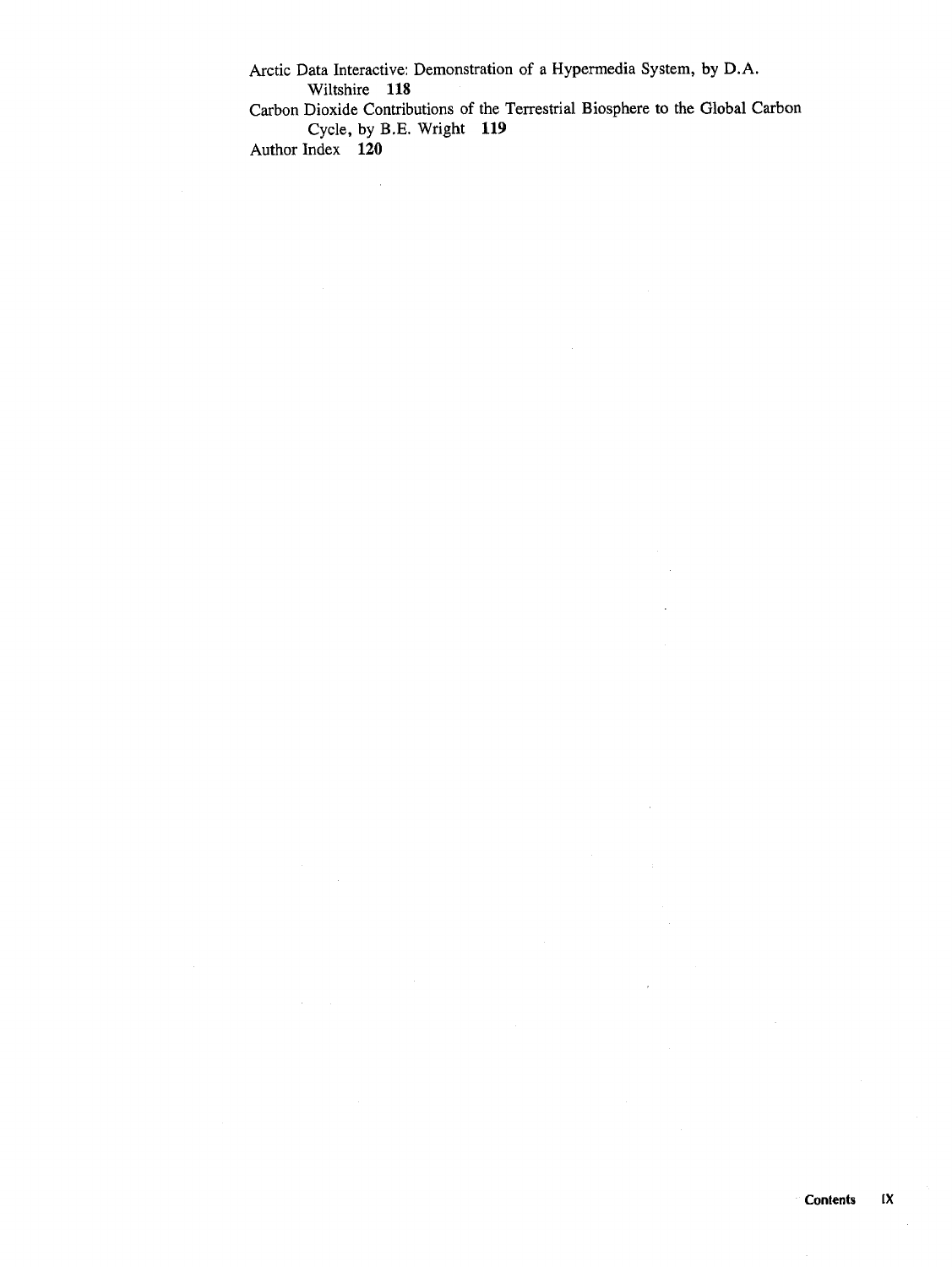Arctic Data Interactive: Demonstration of a Hypermedia System, by D.A. Wiltshire **118**

Carbon Dioxide Contributions of the Terrestrial Biosphere to the Global Carbon Cycle, by B.E. Wright **119**

Author Index **120**